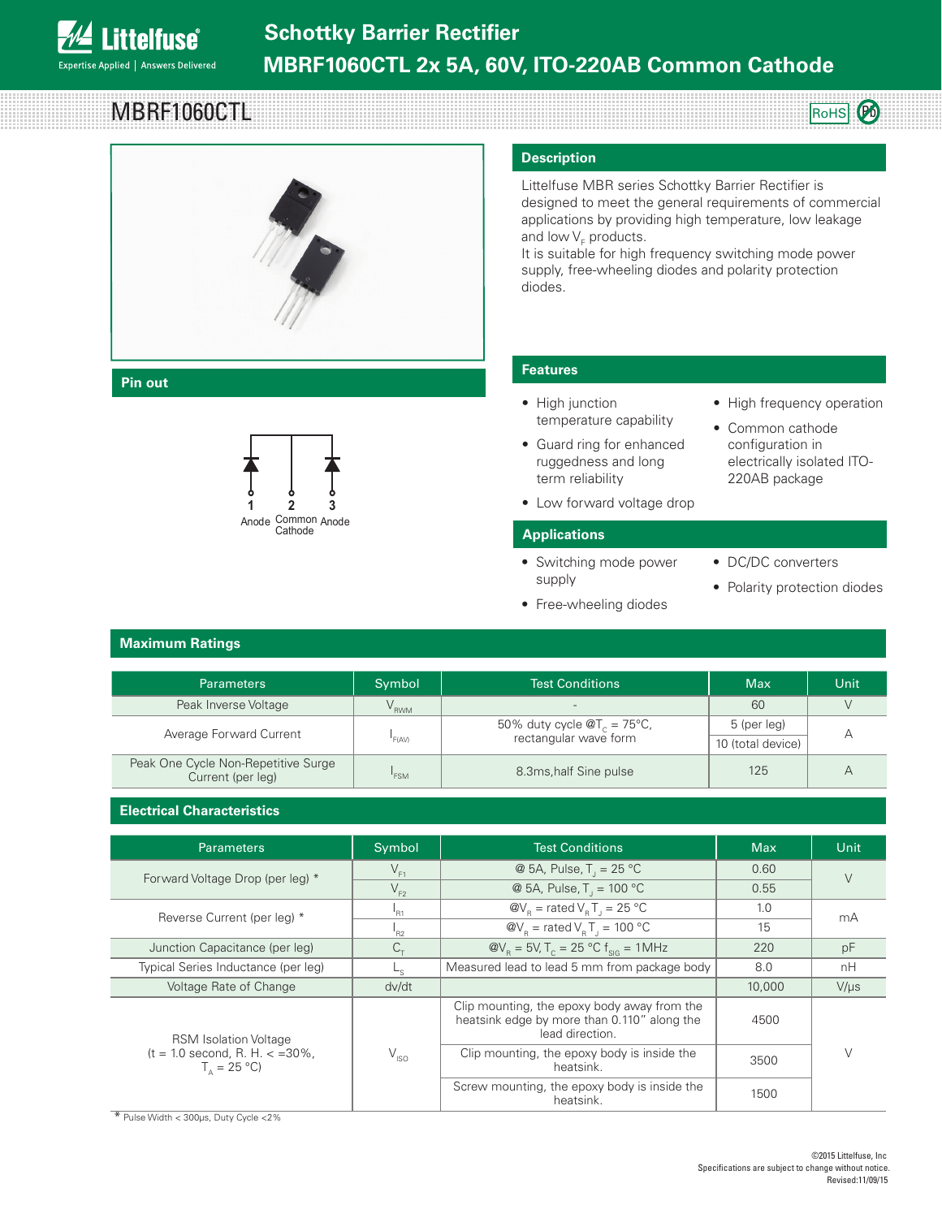# Schottky Barrier Rectifier

## MBRF1060CTL 2x 5A, 60V, ITO-220AB Common Cathode

# MBRF1060CTL

RoHS

## Pin out

1 Anode, 2 Common Cathode, 3 Anode

## Description

Littelfuse MBR series Schottky Barrier Rectifier is designed to meet the general requirements of commercial applications by providing high temperature, low leakage and low $V_F$ products.

It is suitable for high frequency switching mode power supply, free-wheeling diodes and polarity protection diodes.

## Features

- High junction temperature capability
- Guard ring for enhanced ruggedness and long term reliability
- Low forward voltage drop
- High frequency operation
- Common cathode configuration in electrically isolated ITO-220AB package

## Applications

- Switching mode power supply
- Free-wheeling diodes
- DC/DC converters
- Polarity protection diodes

## Maximum Ratings

| Parameters | Symbol | Test Conditions | Max | Unit |
|---|---|---|---|---|
| Peak Inverse Voltage | $V_{RWM}$ | - | 60 | V |
| Average Forward Current | $I_{F(AV)}$ | 50% duty cycle @$T_C$ = 75°C, rectangular wave form | 5 (per leg) | A |
| | | | 10 (total device) | |
| Peak One Cycle Non-Repetitive Surge Current (per leg) | $I_{FSM}$ | 8.3ms,half Sine pulse | 125 | A |

## Electrical Characteristics

| Parameters | Symbol | Test Conditions | Max | Unit |
|---|---|---|---|---|
| Forward Voltage Drop (per leg) * | $V_{F1}$ | @ 5A, Pulse, $T_J$ = 25 °C | 0.60 | V |
| | $V_{F2}$ | @ 5A, Pulse, $T_J$ = 100 °C | 0.55 | |
| Reverse Current (per leg) * | $I_{R1}$ | @$V_R$ = rated $V_R$ $T_J$ = 25 °C | 1.0 | mA |
| | $I_{R2}$ | @$V_R$ = rated $V_R$ $T_J$ = 100 °C | 15 | |
| Junction Capacitance (per leg) | $C_T$ | @$V_R$ = 5V, $T_C$ = 25 °C $f_{SIG}$ = 1MHz | 220 | pF |
| Typical Series Inductance (per leg) | $L_S$ | Measured lead to lead 5 mm from package body | 8.0 | nH |
| Voltage Rate of Change | dv/dt | | 10,000 | V/μs |
| RSM Isolation Voltage (t = 1.0 second, R. H. < =30%, $T_A$ = 25 °C) | $V_{ISO}$ | Clip mounting, the epoxy body away from the heatsink edge by more than 0.110" along the lead direction. | 4500 | V |
| | | Clip mounting, the epoxy body is inside the heatsink. | 3500 | |
| | | Screw mounting, the epoxy body is inside the heatsink. | 1500 | |

* Pulse Width < 300μs, Duty Cycle <2%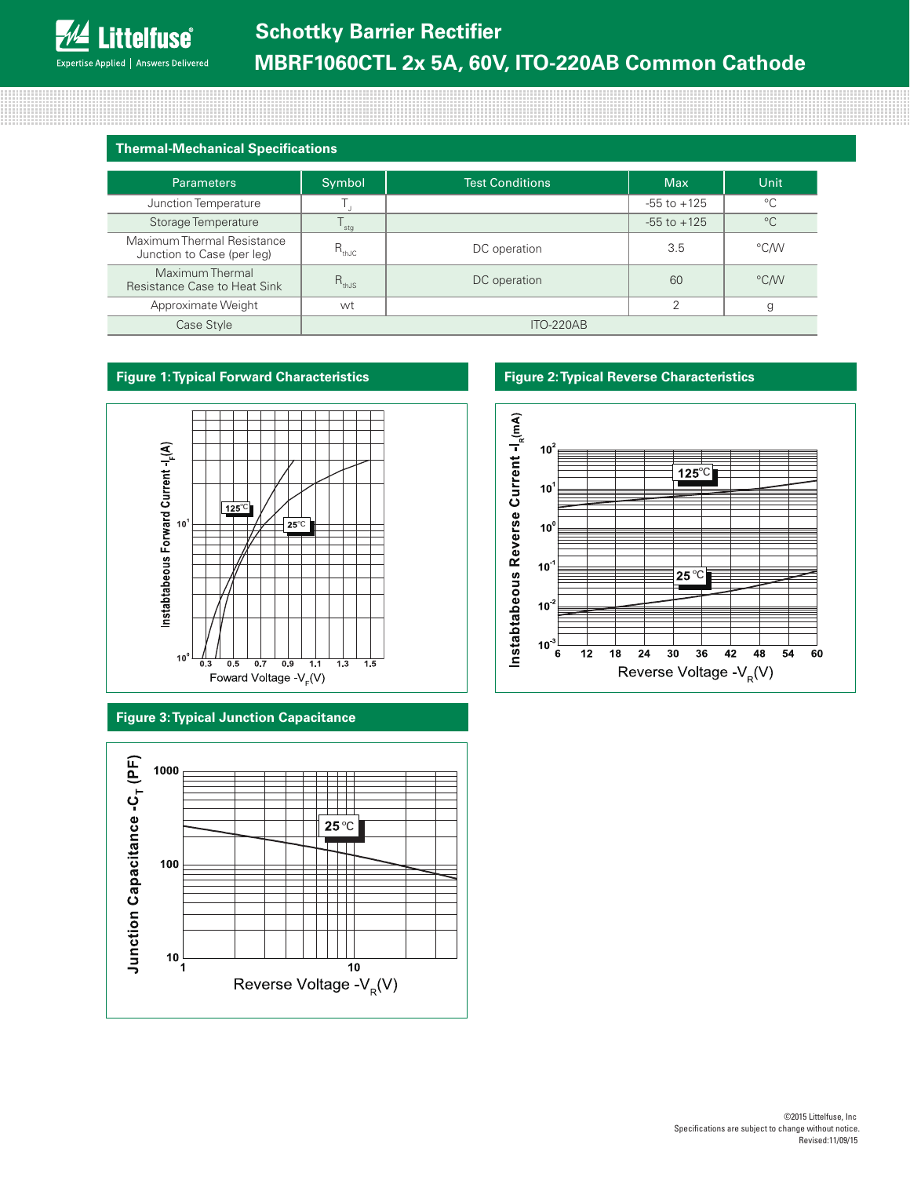## Thermal-Mechanical Specifications

| Parameters | Symbol | Test Conditions | Max | Unit |
|---|---|---|---|---|
| Junction Temperature | $T_J$ | | -55 to +125 | °C |
| Storage Temperature | $T_{stg}$ | | -55 to +125 | °C |
| Maximum Thermal Resistance Junction to Case (per leg) | $R_{thJC}$ | DC operation | 3.5 | °C/W |
| Maximum Thermal Resistance Case to Heat Sink | $R_{thJS}$ | DC operation | 60 | °C/W |
| Approximate Weight | wt | | 2 | g |
| Case Style | ITO-220AB | | | |

### Figure 1: Typical Forward Characteristics

### Figure 2: Typical Reverse Characteristics

### Figure 3: Typical Junction Capacitance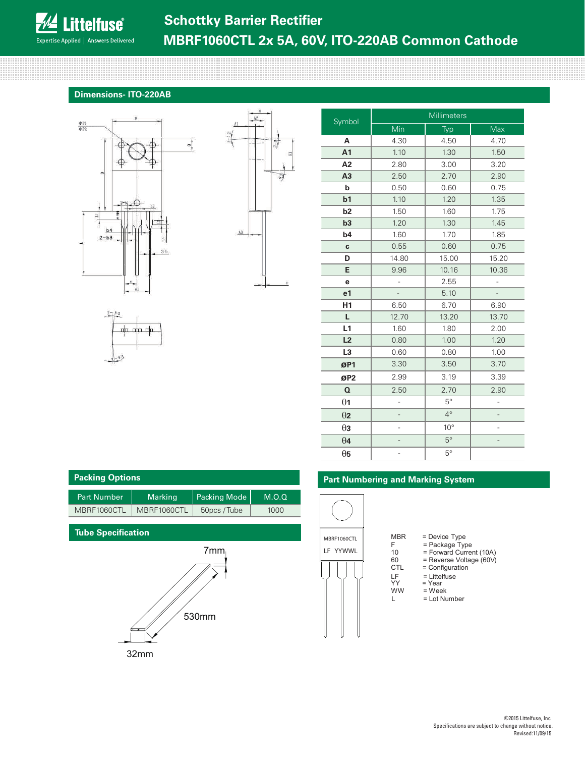# Schottky Barrier Rectifier
# MBRF1060CTL 2x 5A, 60V, ITO-220AB Common Cathode

## Dimensions- ITO-220AB

| Symbol | Millimeters | | |
|---|---|---|---|
| | Min | Typ | Max |
| **A** | 4.30 | 4.50 | 4.70 |
| **A1** | 1.10 | 1.30 | 1.50 |
| **A2** | 2.80 | 3.00 | 3.20 |
| **A3** | 2.50 | 2.70 | 2.90 |
| **b** | 0.50 | 0.60 | 0.75 |
| **b1** | 1.10 | 1.20 | 1.35 |
| **b2** | 1.50 | 1.60 | 1.75 |
| **b3** | 1.20 | 1.30 | 1.45 |
| **b4** | 1.60 | 1.70 | 1.85 |
| **c** | 0.55 | 0.60 | 0.75 |
| **D** | 14.80 | 15.00 | 15.20 |
| **E** | 9.96 | 10.16 | 10.36 |
| **e** | - | 2.55 | - |
| **e1** | - | 5.10 | - |
| **H1** | 6.50 | 6.70 | 6.90 |
| **L** | 12.70 | 13.20 | 13.70 |
| **L1** | 1.60 | 1.80 | 2.00 |
| **L2** | 0.80 | 1.00 | 1.20 |
| **L3** | 0.60 | 0.80 | 1.00 |
| **øP1** | 3.30 | 3.50 | 3.70 |
| **øP2** | 2.99 | 3.19 | 3.39 |
| **Q** | 2.50 | 2.70 | 2.90 |
| θ1 | - | 5° | - |
| θ2 | - | 4° | - |
| θ3 | - | 10° | - |
| θ4 | - | 5° | - |
| θ5 | - | 5° | |

## Packing Options

| Part Number | Marking | Packing Mode | M.O.Q |
|---|---|---|---|
| MBRF1060CTL | MBRF1060CTL | 50pcs / Tube | 1000 |

## Tube Specification

7mm

530mm

32mm

## Part Numbering and Marking System

MBRF1060CTL
LF YYWWL

MBR = Device Type
F = Package Type
10 = Forward Current (10A)
60 = Reverse Voltage (60V)
CTL = Configuration
LF = Littelfuse
YY = Year
WW = Week
L = Lot Number

©2015 Littelfuse, Inc
Specifications are subject to change without notice.
Revised:11/09/15